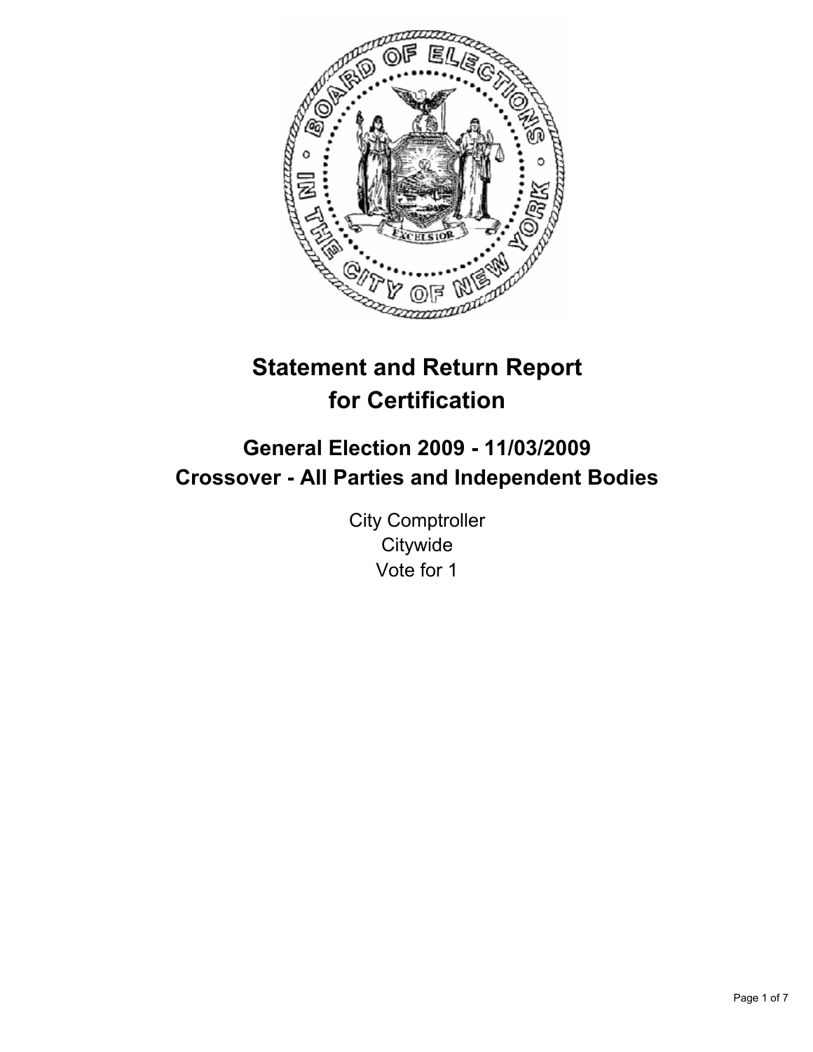# Statement and Return Report for Certification

## General Election 2009 - 11/03/2009
## Crossover - All Parties and Independent Bodies

City Comptroller
Citywide
Vote for 1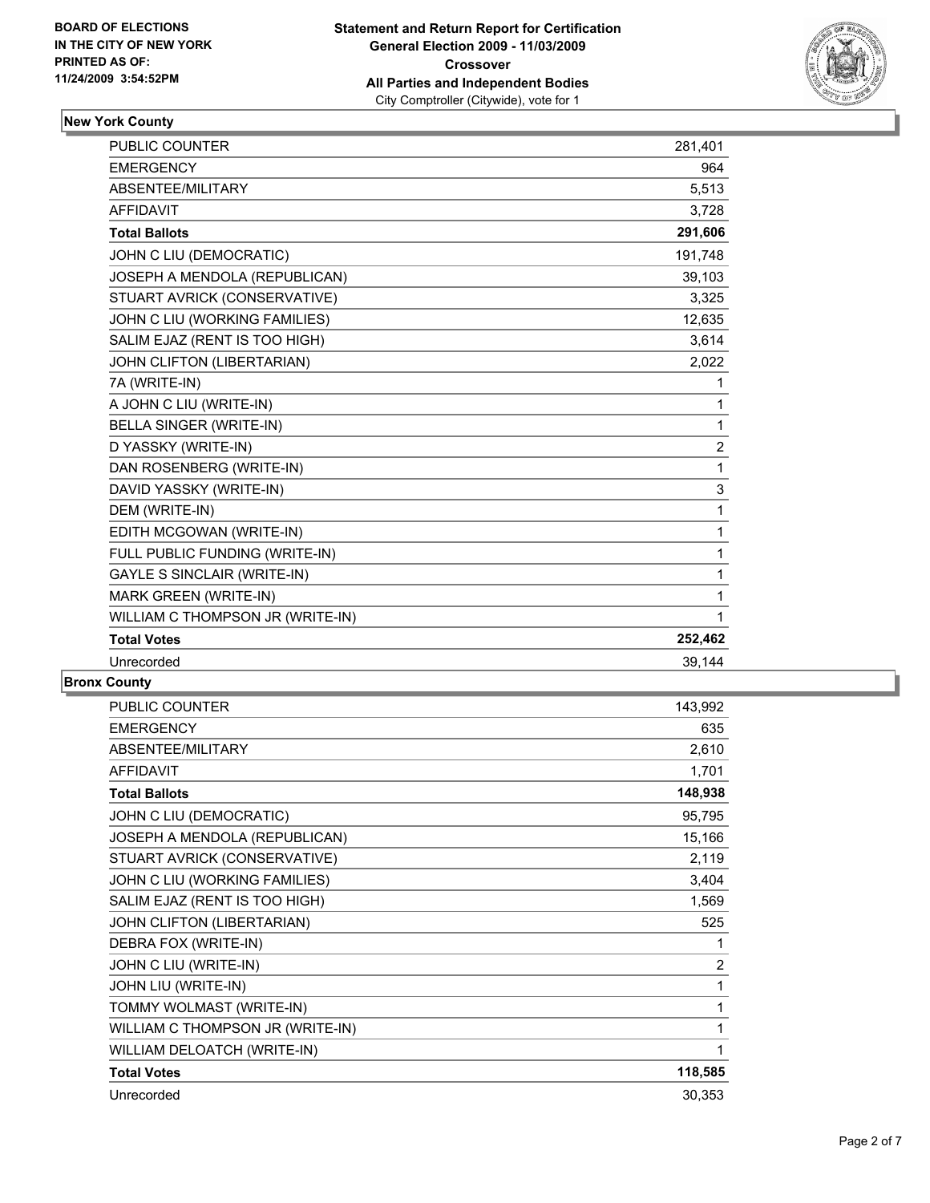**BOARD OF ELECTIONS IN THE CITY OF NEW YORK PRINTED AS OF: 11/24/2009 3:54:52PM**

**Statement and Return Report for Certification General Election 2009 - 11/03/2009 Crossover All Parties and Independent Bodies**
City Comptroller (Citywide), vote for 1

## New York County

| | |
|---|---|
| PUBLIC COUNTER | 281,401 |
| EMERGENCY | 964 |
| ABSENTEE/MILITARY | 5,513 |
| AFFIDAVIT | 3,728 |
| **Total Ballots** | **291,606** |
| JOHN C LIU (DEMOCRATIC) | 191,748 |
| JOSEPH A MENDOLA (REPUBLICAN) | 39,103 |
| STUART AVRICK (CONSERVATIVE) | 3,325 |
| JOHN C LIU (WORKING FAMILIES) | 12,635 |
| SALIM EJAZ (RENT IS TOO HIGH) | 3,614 |
| JOHN CLIFTON (LIBERTARIAN) | 2,022 |
| 7A (WRITE-IN) | 1 |
| A JOHN C LIU (WRITE-IN) | 1 |
| BELLA SINGER (WRITE-IN) | 1 |
| D YASSKY (WRITE-IN) | 2 |
| DAN ROSENBERG (WRITE-IN) | 1 |
| DAVID YASSKY (WRITE-IN) | 3 |
| DEM (WRITE-IN) | 1 |
| EDITH MCGOWAN (WRITE-IN) | 1 |
| FULL PUBLIC FUNDING (WRITE-IN) | 1 |
| GAYLE S SINCLAIR (WRITE-IN) | 1 |
| MARK GREEN (WRITE-IN) | 1 |
| WILLIAM C THOMPSON JR (WRITE-IN) | 1 |
| **Total Votes** | **252,462** |
| Unrecorded | 39,144 |

## Bronx County

| | |
|---|---|
| PUBLIC COUNTER | 143,992 |
| EMERGENCY | 635 |
| ABSENTEE/MILITARY | 2,610 |
| AFFIDAVIT | 1,701 |
| **Total Ballots** | **148,938** |
| JOHN C LIU (DEMOCRATIC) | 95,795 |
| JOSEPH A MENDOLA (REPUBLICAN) | 15,166 |
| STUART AVRICK (CONSERVATIVE) | 2,119 |
| JOHN C LIU (WORKING FAMILIES) | 3,404 |
| SALIM EJAZ (RENT IS TOO HIGH) | 1,569 |
| JOHN CLIFTON (LIBERTARIAN) | 525 |
| DEBRA FOX (WRITE-IN) | 1 |
| JOHN C LIU (WRITE-IN) | 2 |
| JOHN LIU (WRITE-IN) | 1 |
| TOMMY WOLMAST (WRITE-IN) | 1 |
| WILLIAM C THOMPSON JR (WRITE-IN) | 1 |
| WILLIAM DELOATCH (WRITE-IN) | 1 |
| **Total Votes** | **118,585** |
| Unrecorded | 30,353 |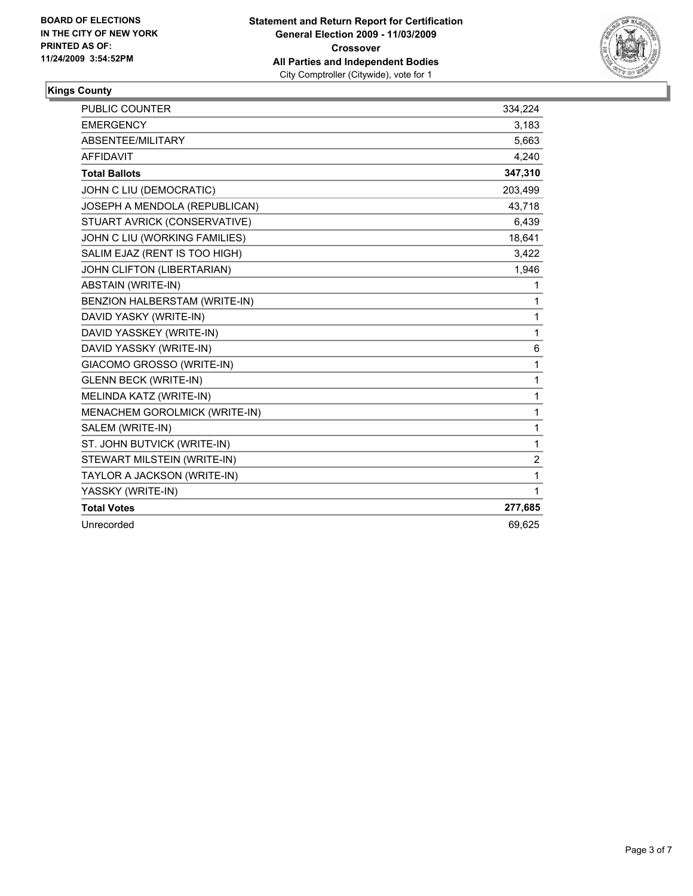**BOARD OF ELECTIONS IN THE CITY OF NEW YORK PRINTED AS OF: 11/24/2009 3:54:52PM**

**Statement and Return Report for Certification**
**General Election 2009 - 11/03/2009**
**Crossover**
**All Parties and Independent Bodies**
City Comptroller (Citywide), vote for 1

**Kings County**

| | |
|---|---|
| PUBLIC COUNTER | 334,224 |
| EMERGENCY | 3,183 |
| ABSENTEE/MILITARY | 5,663 |
| AFFIDAVIT | 4,240 |
| **Total Ballots** | **347,310** |
| JOHN C LIU (DEMOCRATIC) | 203,499 |
| JOSEPH A MENDOLA (REPUBLICAN) | 43,718 |
| STUART AVRICK (CONSERVATIVE) | 6,439 |
| JOHN C LIU (WORKING FAMILIES) | 18,641 |
| SALIM EJAZ (RENT IS TOO HIGH) | 3,422 |
| JOHN CLIFTON (LIBERTARIAN) | 1,946 |
| ABSTAIN (WRITE-IN) | 1 |
| BENZION HALBERSTAM (WRITE-IN) | 1 |
| DAVID YASKY (WRITE-IN) | 1 |
| DAVID YASSKEY (WRITE-IN) | 1 |
| DAVID YASSKY (WRITE-IN) | 6 |
| GIACOMO GROSSO (WRITE-IN) | 1 |
| GLENN BECK (WRITE-IN) | 1 |
| MELINDA KATZ (WRITE-IN) | 1 |
| MENACHEM GOROLMICK (WRITE-IN) | 1 |
| SALEM (WRITE-IN) | 1 |
| ST. JOHN BUTVICK (WRITE-IN) | 1 |
| STEWART MILSTEIN (WRITE-IN) | 2 |
| TAYLOR A JACKSON (WRITE-IN) | 1 |
| YASSKY (WRITE-IN) | 1 |
| **Total Votes** | **277,685** |
| Unrecorded | 69,625 |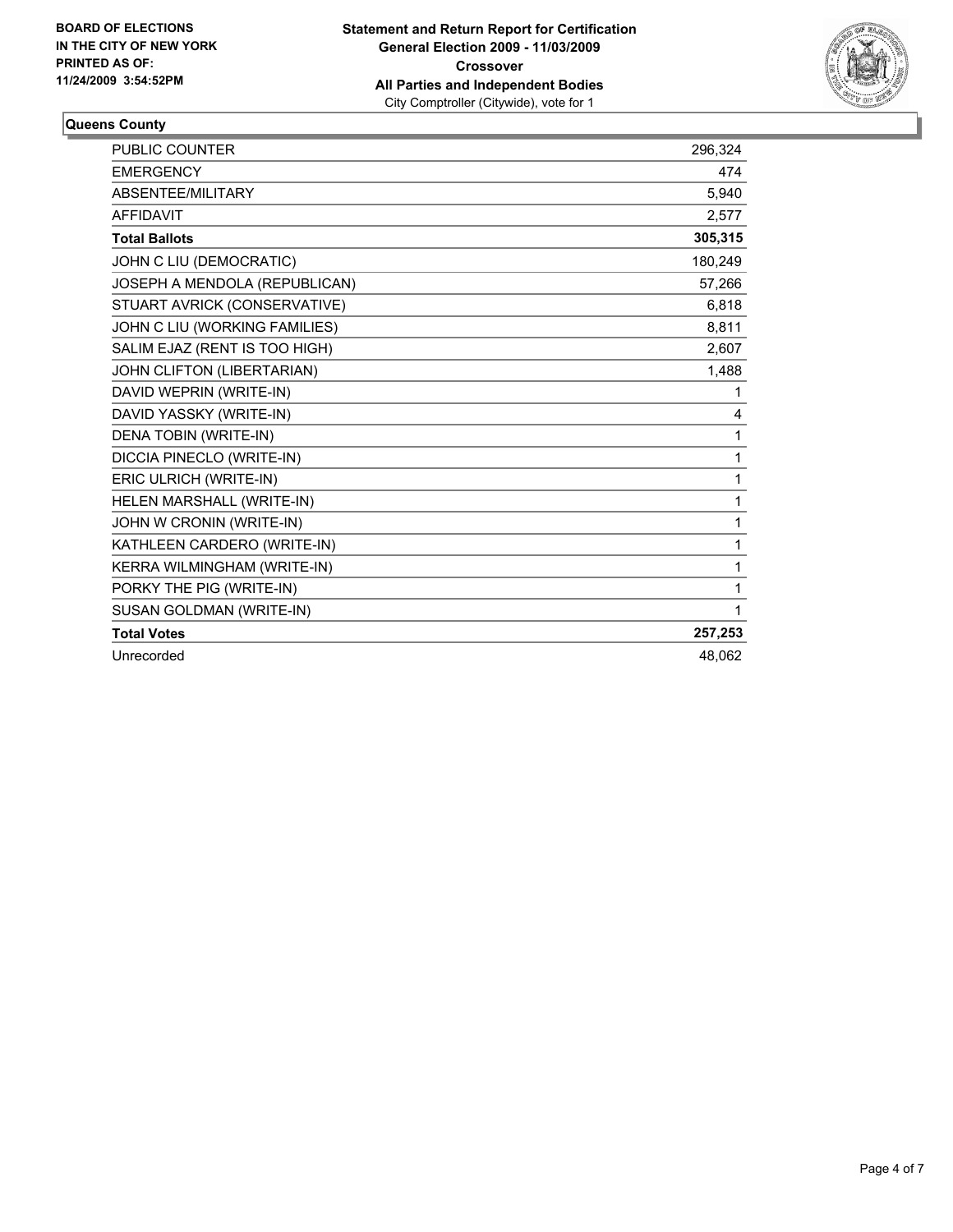BOARD OF ELECTIONS
IN THE CITY OF NEW YORK
PRINTED AS OF:
11/24/2009 3:54:52PM

**Statement and Return Report for Certification**
**General Election 2009 - 11/03/2009**
**Crossover**
**All Parties and Independent Bodies**
City Comptroller (Citywide), vote for 1

### Queens County

| | |
|---|---|
| PUBLIC COUNTER | 296,324 |
| EMERGENCY | 474 |
| ABSENTEE/MILITARY | 5,940 |
| AFFIDAVIT | 2,577 |
| **Total Ballots** | **305,315** |
| JOHN C LIU (DEMOCRATIC) | 180,249 |
| JOSEPH A MENDOLA (REPUBLICAN) | 57,266 |
| STUART AVRICK (CONSERVATIVE) | 6,818 |
| JOHN C LIU (WORKING FAMILIES) | 8,811 |
| SALIM EJAZ (RENT IS TOO HIGH) | 2,607 |
| JOHN CLIFTON (LIBERTARIAN) | 1,488 |
| DAVID WEPRIN (WRITE-IN) | 1 |
| DAVID YASSKY (WRITE-IN) | 4 |
| DENA TOBIN (WRITE-IN) | 1 |
| DICCIA PINECLO (WRITE-IN) | 1 |
| ERIC ULRICH (WRITE-IN) | 1 |
| HELEN MARSHALL (WRITE-IN) | 1 |
| JOHN W CRONIN (WRITE-IN) | 1 |
| KATHLEEN CARDERO (WRITE-IN) | 1 |
| KERRA WILMINGHAM (WRITE-IN) | 1 |
| PORKY THE PIG (WRITE-IN) | 1 |
| SUSAN GOLDMAN (WRITE-IN) | 1 |
| **Total Votes** | **257,253** |
| Unrecorded | 48,062 |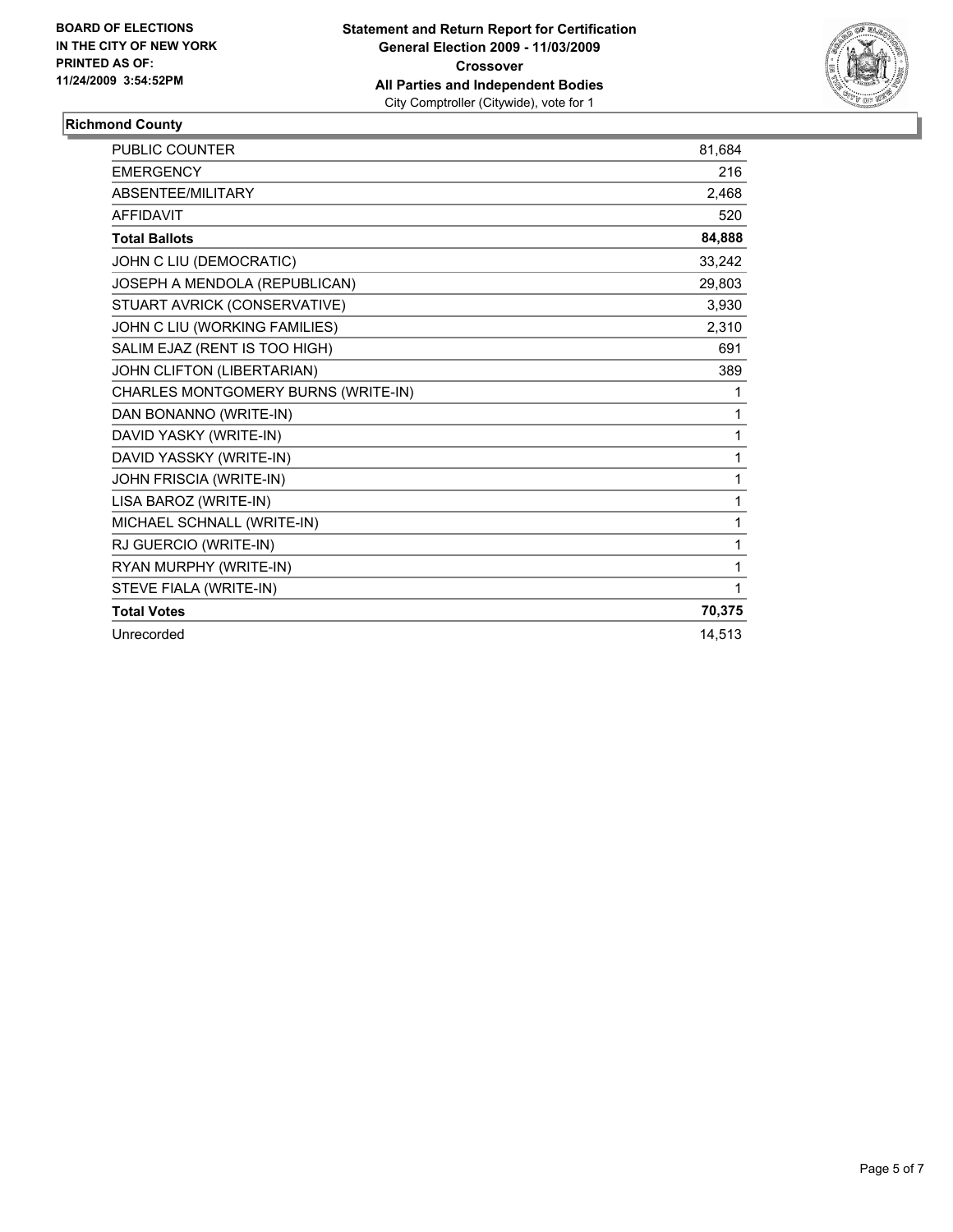**BOARD OF ELECTIONS IN THE CITY OF NEW YORK PRINTED AS OF: 11/24/2009 3:54:52PM**

**Statement and Return Report for Certification General Election 2009 - 11/03/2009 Crossover All Parties and Independent Bodies**

City Comptroller (Citywide), vote for 1

## Richmond County

| | |
|---|---|
| PUBLIC COUNTER | 81,684 |
| EMERGENCY | 216 |
| ABSENTEE/MILITARY | 2,468 |
| AFFIDAVIT | 520 |
| **Total Ballots** | **84,888** |
| JOHN C LIU (DEMOCRATIC) | 33,242 |
| JOSEPH A MENDOLA (REPUBLICAN) | 29,803 |
| STUART AVRICK (CONSERVATIVE) | 3,930 |
| JOHN C LIU (WORKING FAMILIES) | 2,310 |
| SALIM EJAZ (RENT IS TOO HIGH) | 691 |
| JOHN CLIFTON (LIBERTARIAN) | 389 |
| CHARLES MONTGOMERY BURNS (WRITE-IN) | 1 |
| DAN BONANNO (WRITE-IN) | 1 |
| DAVID YASKY (WRITE-IN) | 1 |
| DAVID YASSKY (WRITE-IN) | 1 |
| JOHN FRISCIA (WRITE-IN) | 1 |
| LISA BAROZ (WRITE-IN) | 1 |
| MICHAEL SCHNALL (WRITE-IN) | 1 |
| RJ GUERCIO (WRITE-IN) | 1 |
| RYAN MURPHY (WRITE-IN) | 1 |
| STEVE FIALA (WRITE-IN) | 1 |
| **Total Votes** | **70,375** |
| Unrecorded | 14,513 |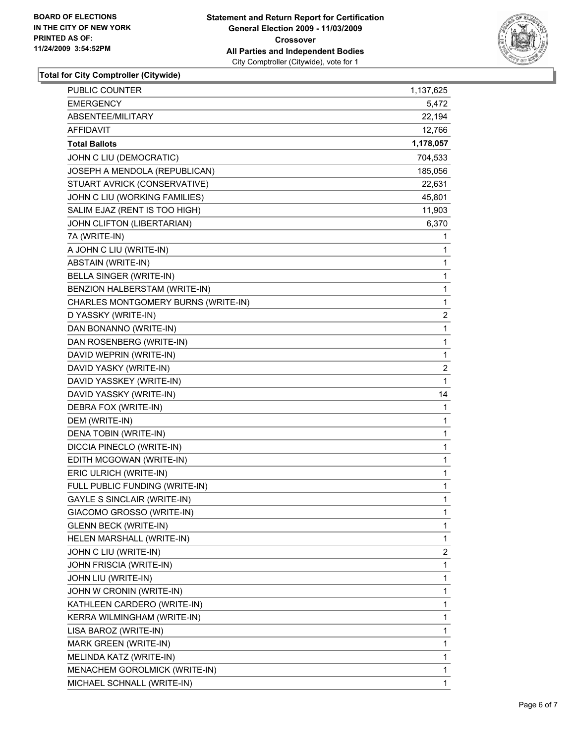BOARD OF ELECTIONS
IN THE CITY OF NEW YORK
PRINTED AS OF:
11/24/2009 3:54:52PM

**Statement and Return Report for Certification**
**General Election 2009 - 11/03/2009**
**Crossover**
**All Parties and Independent Bodies**
City Comptroller (Citywide), vote for 1

### Total for City Comptroller (Citywide)

| | |
|---|---|
| PUBLIC COUNTER | 1,137,625 |
| EMERGENCY | 5,472 |
| ABSENTEE/MILITARY | 22,194 |
| AFFIDAVIT | 12,766 |
| **Total Ballots** | **1,178,057** |
| JOHN C LIU (DEMOCRATIC) | 704,533 |
| JOSEPH A MENDOLA (REPUBLICAN) | 185,056 |
| STUART AVRICK (CONSERVATIVE) | 22,631 |
| JOHN C LIU (WORKING FAMILIES) | 45,801 |
| SALIM EJAZ (RENT IS TOO HIGH) | 11,903 |
| JOHN CLIFTON (LIBERTARIAN) | 6,370 |
| 7A (WRITE-IN) | 1 |
| A JOHN C LIU (WRITE-IN) | 1 |
| ABSTAIN (WRITE-IN) | 1 |
| BELLA SINGER (WRITE-IN) | 1 |
| BENZION HALBERSTAM (WRITE-IN) | 1 |
| CHARLES MONTGOMERY BURNS (WRITE-IN) | 1 |
| D YASSKY (WRITE-IN) | 2 |
| DAN BONANNO (WRITE-IN) | 1 |
| DAN ROSENBERG (WRITE-IN) | 1 |
| DAVID WEPRIN (WRITE-IN) | 1 |
| DAVID YASKY (WRITE-IN) | 2 |
| DAVID YASSKEY (WRITE-IN) | 1 |
| DAVID YASSKY (WRITE-IN) | 14 |
| DEBRA FOX (WRITE-IN) | 1 |
| DEM (WRITE-IN) | 1 |
| DENA TOBIN (WRITE-IN) | 1 |
| DICCIA PINECLO (WRITE-IN) | 1 |
| EDITH MCGOWAN (WRITE-IN) | 1 |
| ERIC ULRICH (WRITE-IN) | 1 |
| FULL PUBLIC FUNDING (WRITE-IN) | 1 |
| GAYLE S SINCLAIR (WRITE-IN) | 1 |
| GIACOMO GROSSO (WRITE-IN) | 1 |
| GLENN BECK (WRITE-IN) | 1 |
| HELEN MARSHALL (WRITE-IN) | 1 |
| JOHN C LIU (WRITE-IN) | 2 |
| JOHN FRISCIA (WRITE-IN) | 1 |
| JOHN LIU (WRITE-IN) | 1 |
| JOHN W CRONIN (WRITE-IN) | 1 |
| KATHLEEN CARDERO (WRITE-IN) | 1 |
| KERRA WILMINGHAM (WRITE-IN) | 1 |
| LISA BAROZ (WRITE-IN) | 1 |
| MARK GREEN (WRITE-IN) | 1 |
| MELINDA KATZ (WRITE-IN) | 1 |
| MENACHEM GOROLMICK (WRITE-IN) | 1 |
| MICHAEL SCHNALL (WRITE-IN) | 1 |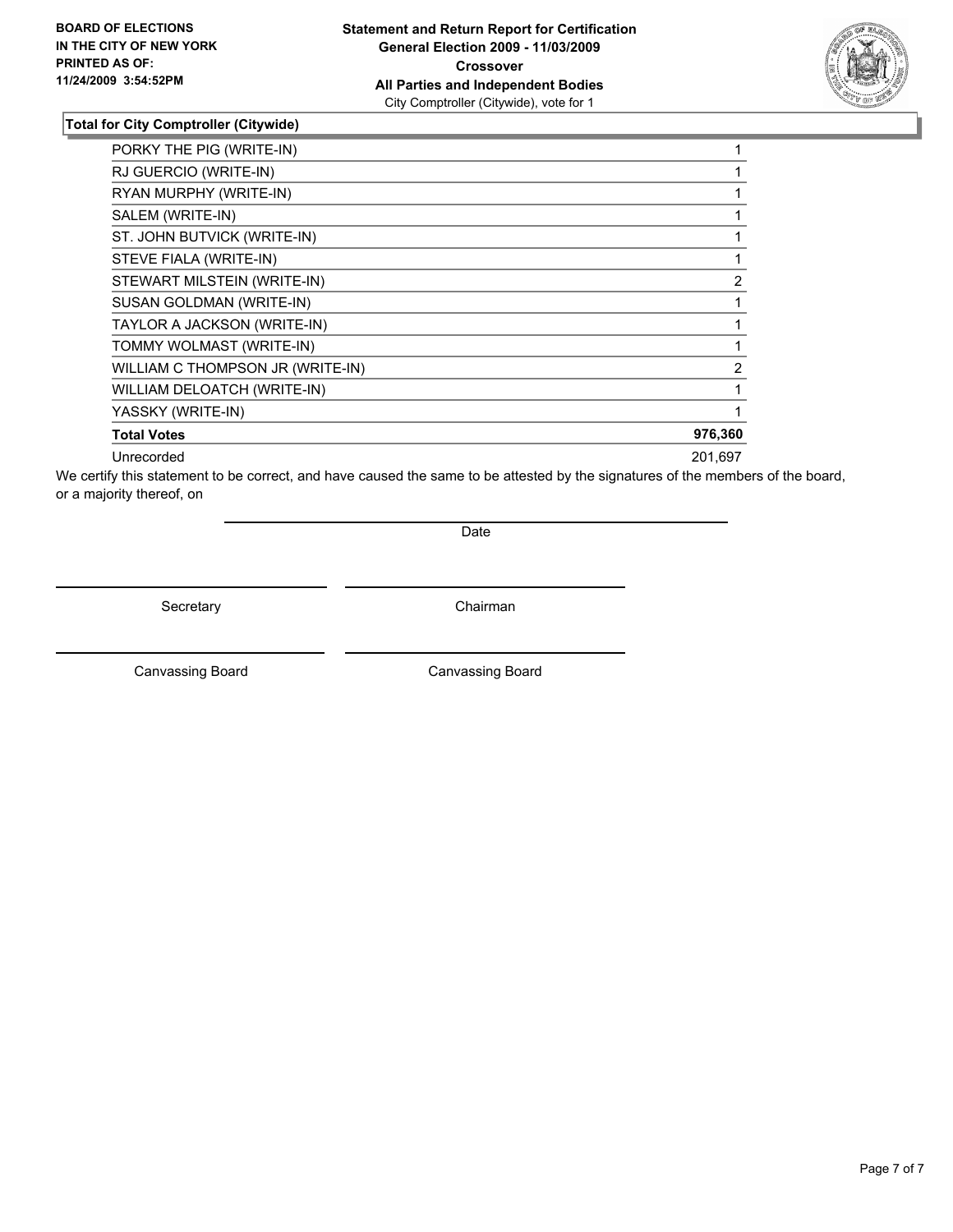**BOARD OF ELECTIONS IN THE CITY OF NEW YORK PRINTED AS OF: 11/24/2009 3:54:52PM**

**Statement and Return Report for Certification**
**General Election 2009 - 11/03/2009**
**Crossover**
**All Parties and Independent Bodies**
City Comptroller (Citywide), vote for 1

**Total for City Comptroller (Citywide)**

| | |
|---|---|
| PORKY THE PIG (WRITE-IN) | 1 |
| RJ GUERCIO (WRITE-IN) | 1 |
| RYAN MURPHY (WRITE-IN) | 1 |
| SALEM (WRITE-IN) | 1 |
| ST. JOHN BUTVICK (WRITE-IN) | 1 |
| STEVE FIALA (WRITE-IN) | 1 |
| STEWART MILSTEIN (WRITE-IN) | 2 |
| SUSAN GOLDMAN (WRITE-IN) | 1 |
| TAYLOR A JACKSON (WRITE-IN) | 1 |
| TOMMY WOLMAST (WRITE-IN) | 1 |
| WILLIAM C THOMPSON JR (WRITE-IN) | 2 |
| WILLIAM DELOATCH (WRITE-IN) | 1 |
| YASSKY (WRITE-IN) | 1 |
| **Total Votes** | **976,360** |
| Unrecorded | 201,697 |

We certify this statement to be correct, and have caused the same to be attested by the signatures of the members of the board, or a majority thereof, on

Date

Secretary

Chairman

Canvassing Board

Canvassing Board